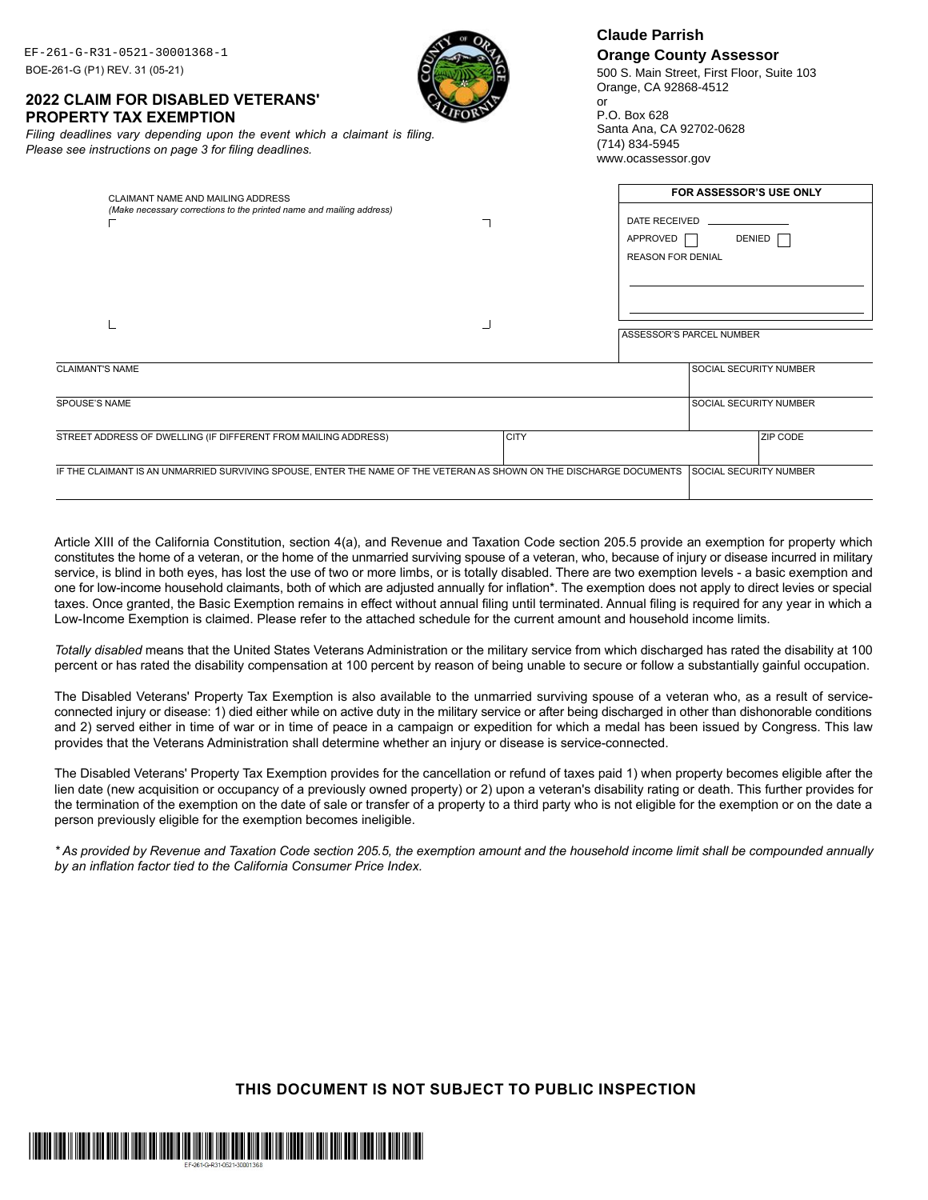EF-261-G-R31-0521-30001368-1

BOE-261-G (P1) REV. 31 (05-21)

## 2022 CLAIM FOR DISABLED VETERANS' PROPERTY TAX EXEMPTION

*Filing deadlines vary depending upon the event which a claimant is filing. Please see instructions on page 3 for filing deadlines.*

**Claude Parrish**
**Orange County Assessor**
500 S. Main Street, First Floor, Suite 103
Orange, CA 92868-4512
or
P.O. Box 628
Santa Ana, CA 92702-0628
(714) 834-5945
www.ocassessor.gov

CLAIMANT NAME AND MAILING ADDRESS
*(Make necessary corrections to the printed name and mailing address)*

| FOR ASSESSOR'S USE ONLY |
|---|
| DATE RECEIVED ______ |
| APPROVED ☐ DENIED ☐ |
| REASON FOR DENIAL |
| ASSESSOR'S PARCEL NUMBER |

| CLAIMANT'S NAME | | SOCIAL SECURITY NUMBER |
|---|---|---|
| SPOUSE'S NAME | | SOCIAL SECURITY NUMBER |
| STREET ADDRESS OF DWELLING (IF DIFFERENT FROM MAILING ADDRESS) | CITY | ZIP CODE |
| IF THE CLAIMANT IS AN UNMARRIED SURVIVING SPOUSE, ENTER THE NAME OF THE VETERAN AS SHOWN ON THE DISCHARGE DOCUMENTS | | SOCIAL SECURITY NUMBER |

Article XIII of the California Constitution, section 4(a), and Revenue and Taxation Code section 205.5 provide an exemption for property which constitutes the home of a veteran, or the home of the unmarried surviving spouse of a veteran, who, because of injury or disease incurred in military service, is blind in both eyes, has lost the use of two or more limbs, or is totally disabled. There are two exemption levels - a basic exemption and one for low-income household claimants, both of which are adjusted annually for inflation*. The exemption does not apply to direct levies or special taxes. Once granted, the Basic Exemption remains in effect without annual filing until terminated. Annual filing is required for any year in which a Low-Income Exemption is claimed. Please refer to the attached schedule for the current amount and household income limits.

*Totally disabled* means that the United States Veterans Administration or the military service from which discharged has rated the disability at 100 percent or has rated the disability compensation at 100 percent by reason of being unable to secure or follow a substantially gainful occupation.

The Disabled Veterans' Property Tax Exemption is also available to the unmarried surviving spouse of a veteran who, as a result of service-connected injury or disease: 1) died either while on active duty in the military service or after being discharged in other than dishonorable conditions and 2) served either in time of war or in time of peace in a campaign or expedition for which a medal has been issued by Congress. This law provides that the Veterans Administration shall determine whether an injury or disease is service-connected.

The Disabled Veterans' Property Tax Exemption provides for the cancellation or refund of taxes paid 1) when property becomes eligible after the lien date (new acquisition or occupancy of a previously owned property) or 2) upon a veteran's disability rating or death. This further provides for the termination of the exemption on the date of sale or transfer of a property to a third party who is not eligible for the exemption or on the date a person previously eligible for the exemption becomes ineligible.

*\* As provided by Revenue and Taxation Code section 205.5, the exemption amount and the household income limit shall be compounded annually by an inflation factor tied to the California Consumer Price Index.*

**THIS DOCUMENT IS NOT SUBJECT TO PUBLIC INSPECTION**

EF-261-G-R31-0521-30001368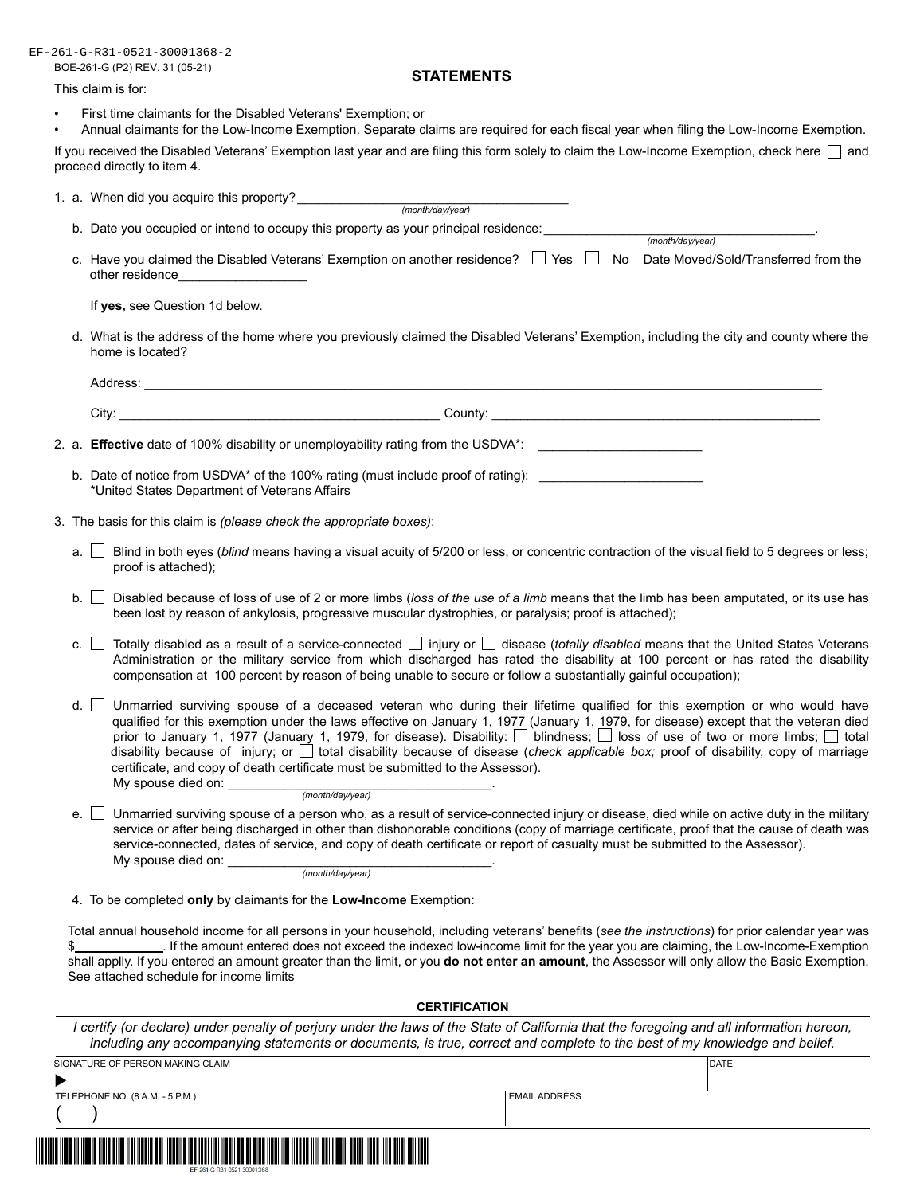EF-261-G-R31-0521-30001368-2

BOE-261-G (P2) REV. 31 (05-21)

## STATEMENTS

This claim is for:

- First time claimants for the Disabled Veterans' Exemption; or
- Annual claimants for the Low-Income Exemption. Separate claims are required for each fiscal year when filing the Low-Income Exemption.

If you received the Disabled Veterans' Exemption last year and are filing this form solely to claim the Low-Income Exemption, check here ☐ and proceed directly to item 4.

1. a. When did you acquire this property? ____________________ *(month/day/year)*

   b. Date you occupied or intend to occupy this property as your principal residence: ____________________. *(month/day/year)*

   c. Have you claimed the Disabled Veterans' Exemption on another residence? ☐ Yes ☐ No Date Moved/Sold/Transferred from the other residence__________________

   If **yes,** see Question 1d below.

   d. What is the address of the home where you previously claimed the Disabled Veterans' Exemption, including the city and county where the home is located?

   Address: ____________________

   City: ____________________ County: ____________________

2. a. **Effective** date of 100% disability or unemployability rating from the USDVA*: ____________________

   b. Date of notice from USDVA* of the 100% rating (must include proof of rating): ____________________
   *United States Department of Veterans Affairs

3. The basis for this claim is *(please check the appropriate boxes)*:

   a. ☐ Blind in both eyes (*blind* means having a visual acuity of 5/200 or less, or concentric contraction of the visual field to 5 degrees or less; proof is attached);

   b. ☐ Disabled because of loss of use of 2 or more limbs (*loss of the use of a limb* means that the limb has been amputated, or its use has been lost by reason of ankylosis, progressive muscular dystrophies, or paralysis; proof is attached);

   c. ☐ Totally disabled as a result of a service-connected ☐ injury or ☐ disease (*totally disabled* means that the United States Veterans Administration or the military service from which discharged has rated the disability at 100 percent or has rated the disability compensation at 100 percent by reason of being unable to secure or follow a substantially gainful occupation);

   d. ☐ Unmarried surviving spouse of a deceased veteran who during their lifetime qualified for this exemption or who would have qualified for this exemption under the laws effective on January 1, 1977 (January 1, 1979, for disease) except that the veteran died prior to January 1, 1977 (January 1, 1979, for disease). Disability: ☐ blindness; ☐ loss of use of two or more limbs; ☐ total disability because of injury; or ☐ total disability because of disease (*check applicable box;* proof of disability, copy of marriage certificate, and copy of death certificate must be submitted to the Assessor).
   My spouse died on: ____________________. *(month/day/year)*

   e. ☐ Unmarried surviving spouse of a person who, as a result of service-connected injury or disease, died while on active duty in the military service or after being discharged in other than dishonorable conditions (copy of marriage certificate, proof that the cause of death was service-connected, dates of service, and copy of death certificate or report of casualty must be submitted to the Assessor).
   My spouse died on: ____________________. *(month/day/year)*

4. To be completed **only** by claimants for the **Low-Income** Exemption:

Total annual household income for all persons in your household, including veterans' benefits (*see the instructions*) for prior calendar year was $__________. If the amount entered does not exceed the indexed low-income limit for the year you are claiming, the Low-Income-Exemption shall applly. If you entered an amount greater than the limit, or you **do not enter an amount**, the Assessor will only allow the Basic Exemption. See attached schedule for income limits

### CERTIFICATION

*I certify (or declare) under penalty of perjury under the laws of the State of California that the foregoing and all information hereon, including any accompanying statements or documents, is true, correct and complete to the best of my knowledge and belief.*

| SIGNATURE OF PERSON MAKING CLAIM | DATE |
|---|---|
| ▶ | |
| TELEPHONE NO. (8 A.M. - 5 P.M.) ( ) | EMAIL ADDRESS |

EF-261-G-R310521-30001368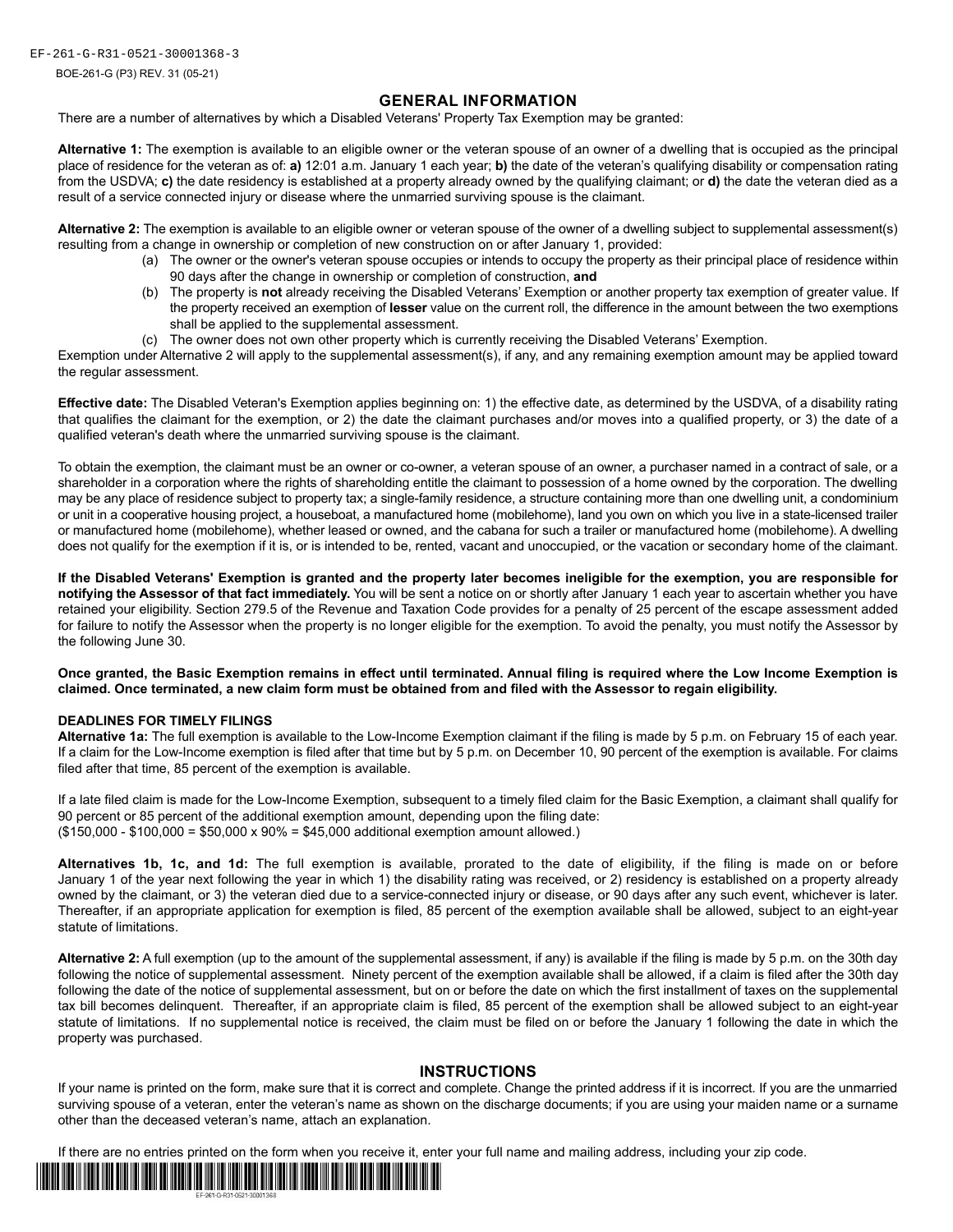## GENERAL INFORMATION

There are a number of alternatives by which a Disabled Veterans' Property Tax Exemption may be granted:

**Alternative 1:** The exemption is available to an eligible owner or the veteran spouse of an owner of a dwelling that is occupied as the principal place of residence for the veteran as of: **a)** 12:01 a.m. January 1 each year; **b)** the date of the veteran's qualifying disability or compensation rating from the USDVA; **c)** the date residency is established at a property already owned by the qualifying claimant; or **d)** the date the veteran died as a result of a service connected injury or disease where the unmarried surviving spouse is the claimant.

**Alternative 2:** The exemption is available to an eligible owner or veteran spouse of the owner of a dwelling subject to supplemental assessment(s) resulting from a change in ownership or completion of new construction on or after January 1, provided:

(a) The owner or the owner's veteran spouse occupies or intends to occupy the property as their principal place of residence within 90 days after the change in ownership or completion of construction, **and**

(b) The property is **not** already receiving the Disabled Veterans' Exemption or another property tax exemption of greater value. If the property received an exemption of **lesser** value on the current roll, the difference in the amount between the two exemptions shall be applied to the supplemental assessment.

(c) The owner does not own other property which is currently receiving the Disabled Veterans' Exemption.

Exemption under Alternative 2 will apply to the supplemental assessment(s), if any, and any remaining exemption amount may be applied toward the regular assessment.

**Effective date:** The Disabled Veteran's Exemption applies beginning on: 1) the effective date, as determined by the USDVA, of a disability rating that qualifies the claimant for the exemption, or 2) the date the claimant purchases and/or moves into a qualified property, or 3) the date of a qualified veteran's death where the unmarried surviving spouse is the claimant.

To obtain the exemption, the claimant must be an owner or co-owner, a veteran spouse of an owner, a purchaser named in a contract of sale, or a shareholder in a corporation where the rights of shareholding entitle the claimant to possession of a home owned by the corporation. The dwelling may be any place of residence subject to property tax; a single-family residence, a structure containing more than one dwelling unit, a condominium or unit in a cooperative housing project, a houseboat, a manufactured home (mobilehome), land you own on which you live in a state-licensed trailer or manufactured home (mobilehome), whether leased or owned, and the cabana for such a trailer or manufactured home (mobilehome). A dwelling does not qualify for the exemption if it is, or is intended to be, rented, vacant and unoccupied, or the vacation or secondary home of the claimant.

**If the Disabled Veterans' Exemption is granted and the property later becomes ineligible for the exemption, you are responsible for notifying the Assessor of that fact immediately.** You will be sent a notice on or shortly after January 1 each year to ascertain whether you have retained your eligibility. Section 279.5 of the Revenue and Taxation Code provides for a penalty of 25 percent of the escape assessment added for failure to notify the Assessor when the property is no longer eligible for the exemption. To avoid the penalty, you must notify the Assessor by the following June 30.

**Once granted, the Basic Exemption remains in effect until terminated. Annual filing is required where the Low Income Exemption is claimed. Once terminated, a new claim form must be obtained from and filed with the Assessor to regain eligibility.**

### DEADLINES FOR TIMELY FILINGS

**Alternative 1a:** The full exemption is available to the Low-Income Exemption claimant if the filing is made by 5 p.m. on February 15 of each year. If a claim for the Low-Income exemption is filed after that time but by 5 p.m. on December 10, 90 percent of the exemption is available. For claims filed after that time, 85 percent of the exemption is available.

If a late filed claim is made for the Low-Income Exemption, subsequent to a timely filed claim for the Basic Exemption, a claimant shall qualify for 90 percent or 85 percent of the additional exemption amount, depending upon the filing date:
($150,000 - $100,000 = $50,000 x 90% = $45,000 additional exemption amount allowed.)

**Alternatives 1b, 1c, and 1d:** The full exemption is available, prorated to the date of eligibility, if the filing is made on or before January 1 of the year next following the year in which 1) the disability rating was received, or 2) residency is established on a property already owned by the claimant, or 3) the veteran died due to a service-connected injury or disease, or 90 days after any such event, whichever is later. Thereafter, if an appropriate application for exemption is filed, 85 percent of the exemption available shall be allowed, subject to an eight-year statute of limitations.

**Alternative 2:** A full exemption (up to the amount of the supplemental assessment, if any) is available if the filing is made by 5 p.m. on the 30th day following the notice of supplemental assessment. Ninety percent of the exemption available shall be allowed, if a claim is filed after the 30th day following the date of the notice of supplemental assessment, but on or before the date on which the first installment of taxes on the supplemental tax bill becomes delinquent. Thereafter, if an appropriate claim is filed, 85 percent of the exemption shall be allowed subject to an eight-year statute of limitations. If no supplemental notice is received, the claim must be filed on or before the January 1 following the date in which the property was purchased.

## INSTRUCTIONS

If your name is printed on the form, make sure that it is correct and complete. Change the printed address if it is incorrect. If you are the unmarried surviving spouse of a veteran, enter the veteran's name as shown on the discharge documents; if you are using your maiden name or a surname other than the deceased veteran's name, attach an explanation.

If there are no entries printed on the form when you receive it, enter your full name and mailing address, including your zip code.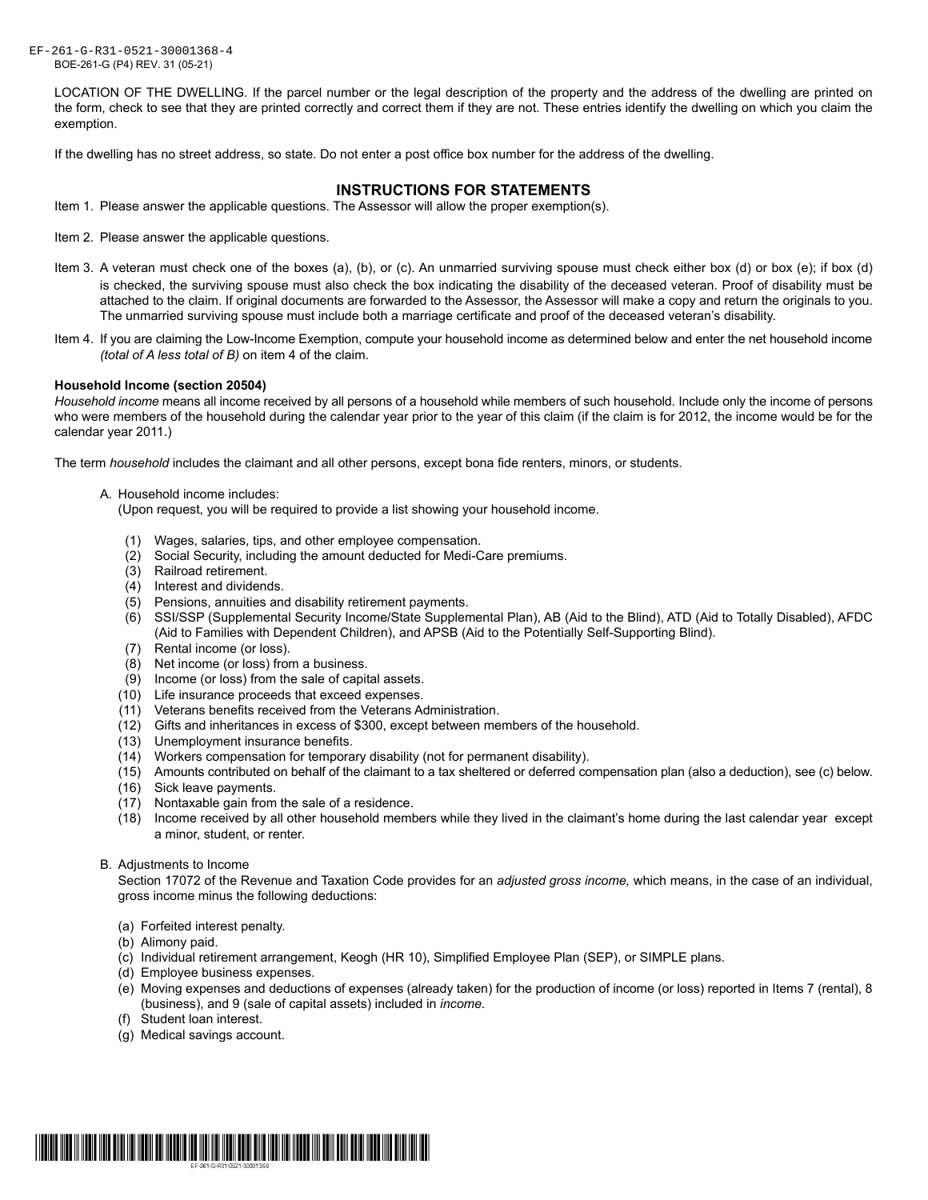LOCATION OF THE DWELLING. If the parcel number or the legal description of the property and the address of the dwelling are printed on the form, check to see that they are printed correctly and correct them if they are not. These entries identify the dwelling on which you claim the exemption.

If the dwelling has no street address, so state. Do not enter a post office box number for the address of the dwelling.

## INSTRUCTIONS FOR STATEMENTS

Item 1. Please answer the applicable questions. The Assessor will allow the proper exemption(s).

Item 2. Please answer the applicable questions.

Item 3. A veteran must check one of the boxes (a), (b), or (c). An unmarried surviving spouse must check either box (d) or box (e); if box (d) is checked, the surviving spouse must also check the box indicating the disability of the deceased veteran. Proof of disability must be attached to the claim. If original documents are forwarded to the Assessor, the Assessor will make a copy and return the originals to you. The unmarried surviving spouse must include both a marriage certificate and proof of the deceased veteran's disability.

Item 4. If you are claiming the Low-Income Exemption, compute your household income as determined below and enter the net household income *(total of A less total of B)* on item 4 of the claim.

**Household Income (section 20504)**

*Household income* means all income received by all persons of a household while members of such household. Include only the income of persons who were members of the household during the calendar year prior to the year of this claim (if the claim is for 2012, the income would be for the calendar year 2011.)

The term *household* includes the claimant and all other persons, except bona fide renters, minors, or students.

A. Household income includes:
(Upon request, you will be required to provide a list showing your household income.

(1) Wages, salaries, tips, and other employee compensation.
(2) Social Security, including the amount deducted for Medi-Care premiums.
(3) Railroad retirement.
(4) Interest and dividends.
(5) Pensions, annuities and disability retirement payments.
(6) SSI/SSP (Supplemental Security Income/State Supplemental Plan), AB (Aid to the Blind), ATD (Aid to Totally Disabled), AFDC (Aid to Families with Dependent Children), and APSB (Aid to the Potentially Self-Supporting Blind).
(7) Rental income (or loss).
(8) Net income (or loss) from a business.
(9) Income (or loss) from the sale of capital assets.
(10) Life insurance proceeds that exceed expenses.
(11) Veterans benefits received from the Veterans Administration.
(12) Gifts and inheritances in excess of $300, except between members of the household.
(13) Unemployment insurance benefits.
(14) Workers compensation for temporary disability (not for permanent disability).
(15) Amounts contributed on behalf of the claimant to a tax sheltered or deferred compensation plan (also a deduction), see (c) below.
(16) Sick leave payments.
(17) Nontaxable gain from the sale of a residence.
(18) Income received by all other household members while they lived in the claimant's home during the last calendar year except a minor, student, or renter.

B. Adjustments to Income
Section 17072 of the Revenue and Taxation Code provides for an *adjusted gross income,* which means, in the case of an individual, gross income minus the following deductions:

(a) Forfeited interest penalty.
(b) Alimony paid.
(c) Individual retirement arrangement, Keogh (HR 10), Simplified Employee Plan (SEP), or SIMPLE plans.
(d) Employee business expenses.
(e) Moving expenses and deductions of expenses (already taken) for the production of income (or loss) reported in Items 7 (rental), 8 (business), and 9 (sale of capital assets) included in *income.*
(f) Student loan interest.
(g) Medical savings account.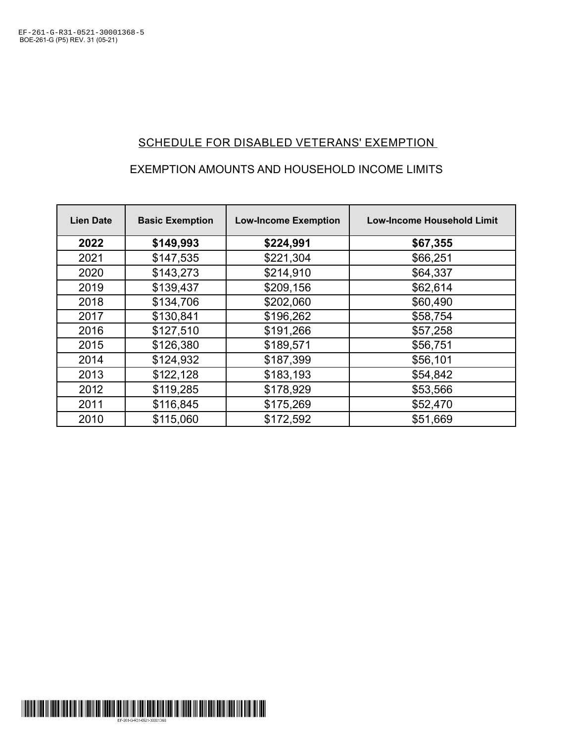## SCHEDULE FOR DISABLED VETERANS' EXEMPTION

### EXEMPTION AMOUNTS AND HOUSEHOLD INCOME LIMITS

| Lien Date | Basic Exemption | Low-Income Exemption | Low-Income Household Limit |
|---|---|---|---|
| **2022** | **$149,993** | **$224,991** | **$67,355** |
| 2021 | $147,535 | $221,304 | $66,251 |
| 2020 | $143,273 | $214,910 | $64,337 |
| 2019 | $139,437 | $209,156 | $62,614 |
| 2018 | $134,706 | $202,060 | $60,490 |
| 2017 | $130,841 | $196,262 | $58,754 |
| 2016 | $127,510 | $191,266 | $57,258 |
| 2015 | $126,380 | $189,571 | $56,751 |
| 2014 | $124,932 | $187,399 | $56,101 |
| 2013 | $122,128 | $183,193 | $54,842 |
| 2012 | $119,285 | $178,929 | $53,566 |
| 2011 | $116,845 | $175,269 | $52,470 |
| 2010 | $115,060 | $172,592 | $51,669 |